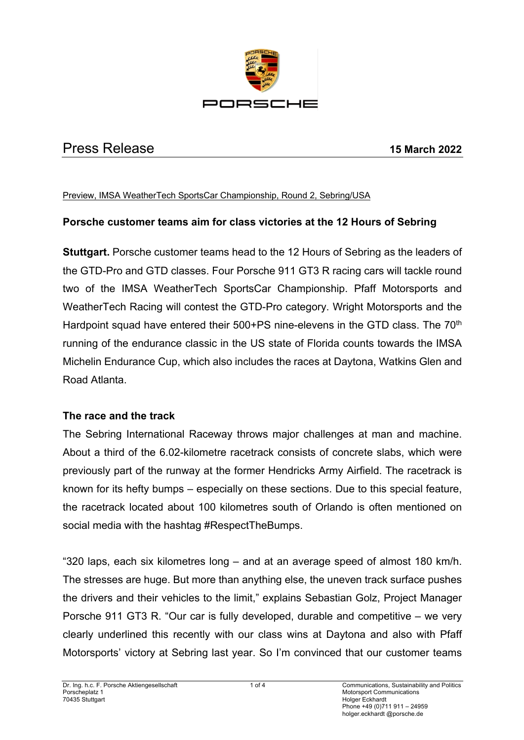PORSCHE

# Press Release

**15 March 2022**

Preview, IMSA WeatherTech SportsCar Championship, Round 2, Sebring/USA

## Porsche customer teams aim for class victories at the 12 Hours of Sebring

**Stuttgart.** Porsche customer teams head to the 12 Hours of Sebring as the leaders of the GTD-Pro and GTD classes. Four Porsche 911 GT3 R racing cars will tackle round two of the IMSA WeatherTech SportsCar Championship. Pfaff Motorsports and WeatherTech Racing will contest the GTD-Pro category. Wright Motorsports and the Hardpoint squad have entered their 500+PS nine-elevens in the GTD class. The 70th running of the endurance classic in the US state of Florida counts towards the IMSA Michelin Endurance Cup, which also includes the races at Daytona, Watkins Glen and Road Atlanta.

### The race and the track

The Sebring International Raceway throws major challenges at man and machine. About a third of the 6.02-kilometre racetrack consists of concrete slabs, which were previously part of the runway at the former Hendricks Army Airfield. The racetrack is known for its hefty bumps – especially on these sections. Due to this special feature, the racetrack located about 100 kilometres south of Orlando is often mentioned on social media with the hashtag #RespectTheBumps.

"320 laps, each six kilometres long – and at an average speed of almost 180 km/h. The stresses are huge. But more than anything else, the uneven track surface pushes the drivers and their vehicles to the limit," explains Sebastian Golz, Project Manager Porsche 911 GT3 R. "Our car is fully developed, durable and competitive – we very clearly underlined this recently with our class wins at Daytona and also with Pfaff Motorsports' victory at Sebring last year. So I'm convinced that our customer teams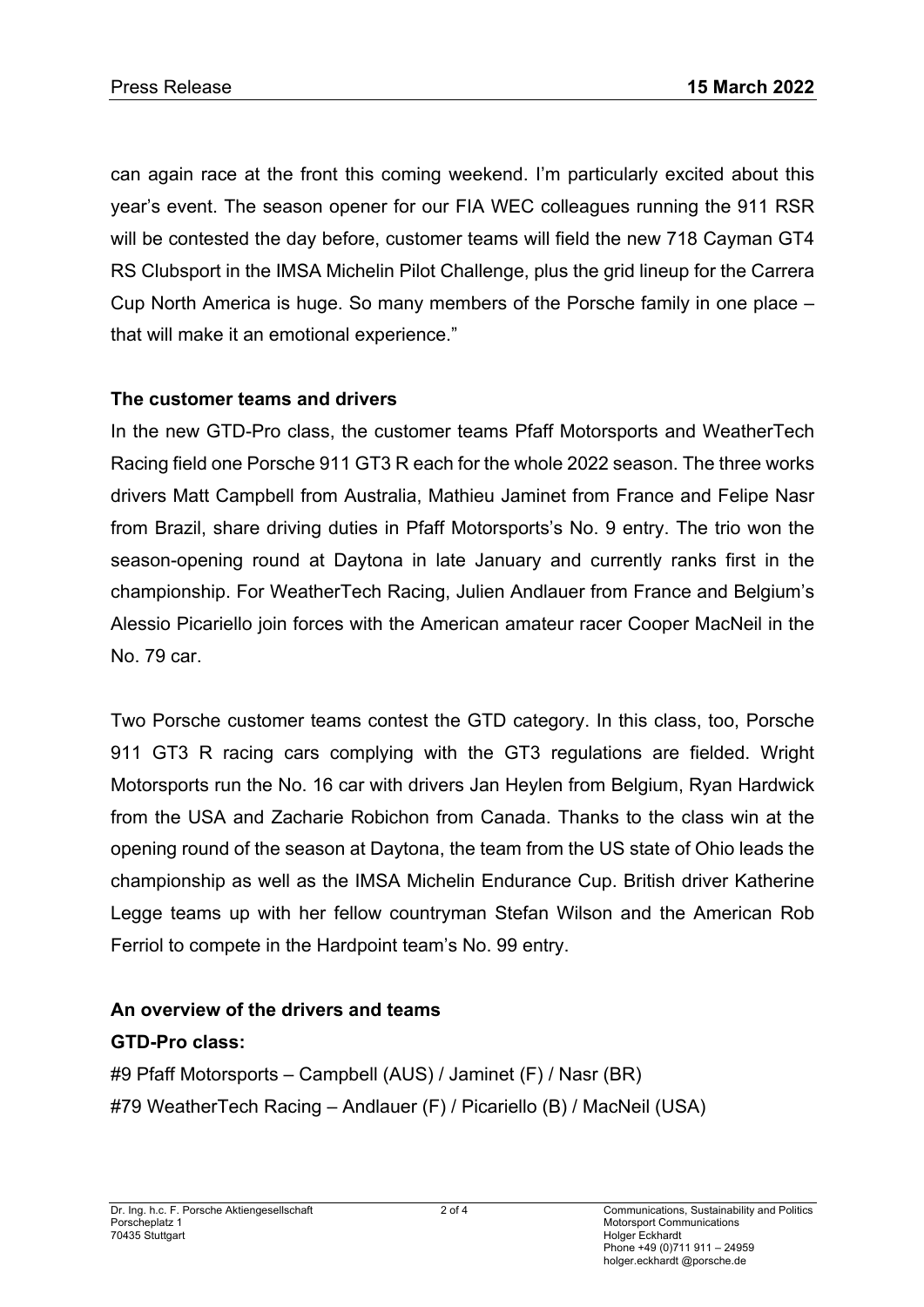can again race at the front this coming weekend. I'm particularly excited about this year's event. The season opener for our FIA WEC colleagues running the 911 RSR will be contested the day before, customer teams will field the new 718 Cayman GT4 RS Clubsport in the IMSA Michelin Pilot Challenge, plus the grid lineup for the Carrera Cup North America is huge. So many members of the Porsche family in one place – that will make it an emotional experience."

**The customer teams and drivers**

In the new GTD-Pro class, the customer teams Pfaff Motorsports and WeatherTech Racing field one Porsche 911 GT3 R each for the whole 2022 season. The three works drivers Matt Campbell from Australia, Mathieu Jaminet from France and Felipe Nasr from Brazil, share driving duties in Pfaff Motorsports's No. 9 entry. The trio won the season-opening round at Daytona in late January and currently ranks first in the championship. For WeatherTech Racing, Julien Andlauer from France and Belgium's Alessio Picariello join forces with the American amateur racer Cooper MacNeil in the No. 79 car.

Two Porsche customer teams contest the GTD category. In this class, too, Porsche 911 GT3 R racing cars complying with the GT3 regulations are fielded. Wright Motorsports run the No. 16 car with drivers Jan Heylen from Belgium, Ryan Hardwick from the USA and Zacharie Robichon from Canada. Thanks to the class win at the opening round of the season at Daytona, the team from the US state of Ohio leads the championship as well as the IMSA Michelin Endurance Cup. British driver Katherine Legge teams up with her fellow countryman Stefan Wilson and the American Rob Ferriol to compete in the Hardpoint team's No. 99 entry.

**An overview of the drivers and teams**

**GTD-Pro class:**

#9 Pfaff Motorsports – Campbell (AUS) / Jaminet (F) / Nasr (BR)
#79 WeatherTech Racing – Andlauer (F) / Picariello (B) / MacNeil (USA)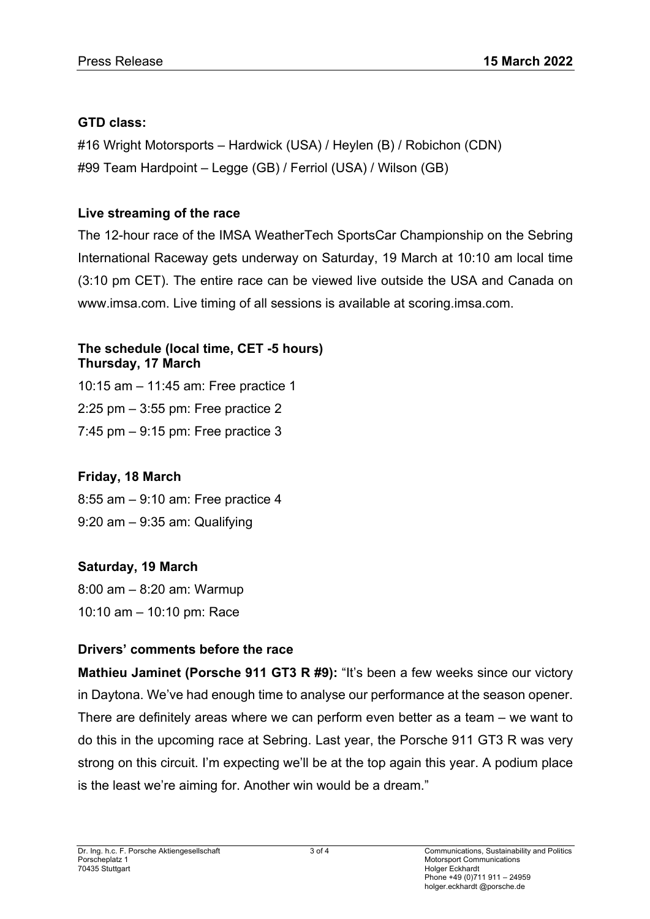**GTD class:**

#16 Wright Motorsports – Hardwick (USA) / Heylen (B) / Robichon (CDN)
#99 Team Hardpoint – Legge (GB) / Ferriol (USA) / Wilson (GB)

**Live streaming of the race**

The 12-hour race of the IMSA WeatherTech SportsCar Championship on the Sebring International Raceway gets underway on Saturday, 19 March at 10:10 am local time (3:10 pm CET). The entire race can be viewed live outside the USA and Canada on www.imsa.com. Live timing of all sessions is available at scoring.imsa.com.

**The schedule (local time, CET -5 hours)**
**Thursday, 17 March**

10:15 am – 11:45 am: Free practice 1
2:25 pm – 3:55 pm: Free practice 2
7:45 pm – 9:15 pm: Free practice 3

**Friday, 18 March**

8:55 am – 9:10 am: Free practice 4
9:20 am – 9:35 am: Qualifying

**Saturday, 19 March**

8:00 am – 8:20 am: Warmup
10:10 am – 10:10 pm: Race

**Drivers' comments before the race**

**Mathieu Jaminet (Porsche 911 GT3 R #9):** "It's been a few weeks since our victory in Daytona. We've had enough time to analyse our performance at the season opener. There are definitely areas where we can perform even better as a team – we want to do this in the upcoming race at Sebring. Last year, the Porsche 911 GT3 R was very strong on this circuit. I'm expecting we'll be at the top again this year. A podium place is the least we're aiming for. Another win would be a dream."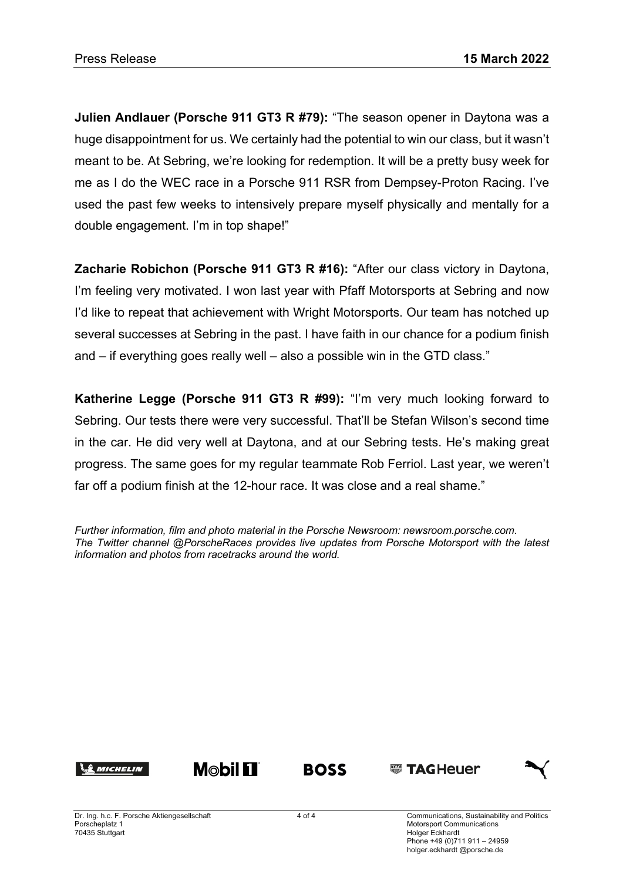**Julien Andlauer (Porsche 911 GT3 R #79):** "The season opener in Daytona was a huge disappointment for us. We certainly had the potential to win our class, but it wasn't meant to be. At Sebring, we're looking for redemption. It will be a pretty busy week for me as I do the WEC race in a Porsche 911 RSR from Dempsey-Proton Racing. I've used the past few weeks to intensively prepare myself physically and mentally for a double engagement. I'm in top shape!"

**Zacharie Robichon (Porsche 911 GT3 R #16):** "After our class victory in Daytona, I'm feeling very motivated. I won last year with Pfaff Motorsports at Sebring and now I'd like to repeat that achievement with Wright Motorsports. Our team has notched up several successes at Sebring in the past. I have faith in our chance for a podium finish and – if everything goes really well – also a possible win in the GTD class."

**Katherine Legge (Porsche 911 GT3 R #99):** "I'm very much looking forward to Sebring. Our tests there were very successful. That'll be Stefan Wilson's second time in the car. He did very well at Daytona, and at our Sebring tests. He's making great progress. The same goes for my regular teammate Rob Ferriol. Last year, we weren't far off a podium finish at the 12-hour race. It was close and a real shame."

*Further information, film and photo material in the Porsche Newsroom: newsroom.porsche.com.*
*The Twitter channel @PorscheRaces provides live updates from Porsche Motorsport with the latest information and photos from racetracks around the world.*